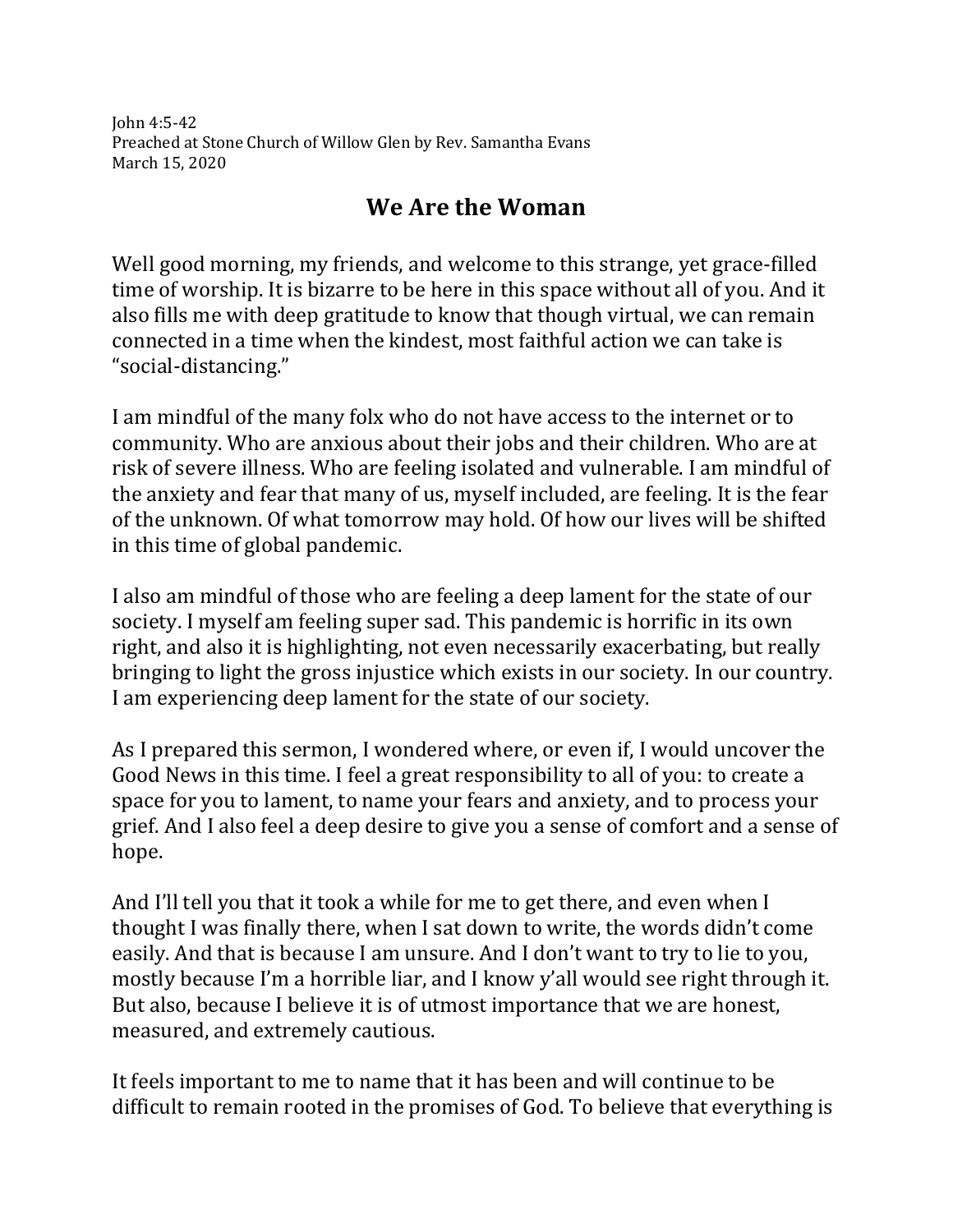John 4:5-42
Preached at Stone Church of Willow Glen by Rev. Samantha Evans
March 15, 2020

# We Are the Woman

Well good morning, my friends, and welcome to this strange, yet grace-filled time of worship. It is bizarre to be here in this space without all of you. And it also fills me with deep gratitude to know that though virtual, we can remain connected in a time when the kindest, most faithful action we can take is "social-distancing."

I am mindful of the many folx who do not have access to the internet or to community. Who are anxious about their jobs and their children. Who are at risk of severe illness. Who are feeling isolated and vulnerable. I am mindful of the anxiety and fear that many of us, myself included, are feeling. It is the fear of the unknown. Of what tomorrow may hold. Of how our lives will be shifted in this time of global pandemic.

I also am mindful of those who are feeling a deep lament for the state of our society. I myself am feeling super sad. This pandemic is horrific in its own right, and also it is highlighting, not even necessarily exacerbating, but really bringing to light the gross injustice which exists in our society. In our country. I am experiencing deep lament for the state of our society.

As I prepared this sermon, I wondered where, or even if, I would uncover the Good News in this time. I feel a great responsibility to all of you: to create a space for you to lament, to name your fears and anxiety, and to process your grief. And I also feel a deep desire to give you a sense of comfort and a sense of hope.

And I'll tell you that it took a while for me to get there, and even when I thought I was finally there, when I sat down to write, the words didn't come easily. And that is because I am unsure. And I don't want to try to lie to you, mostly because I'm a horrible liar, and I know y'all would see right through it. But also, because I believe it is of utmost importance that we are honest, measured, and extremely cautious.

It feels important to me to name that it has been and will continue to be difficult to remain rooted in the promises of God. To believe that everything is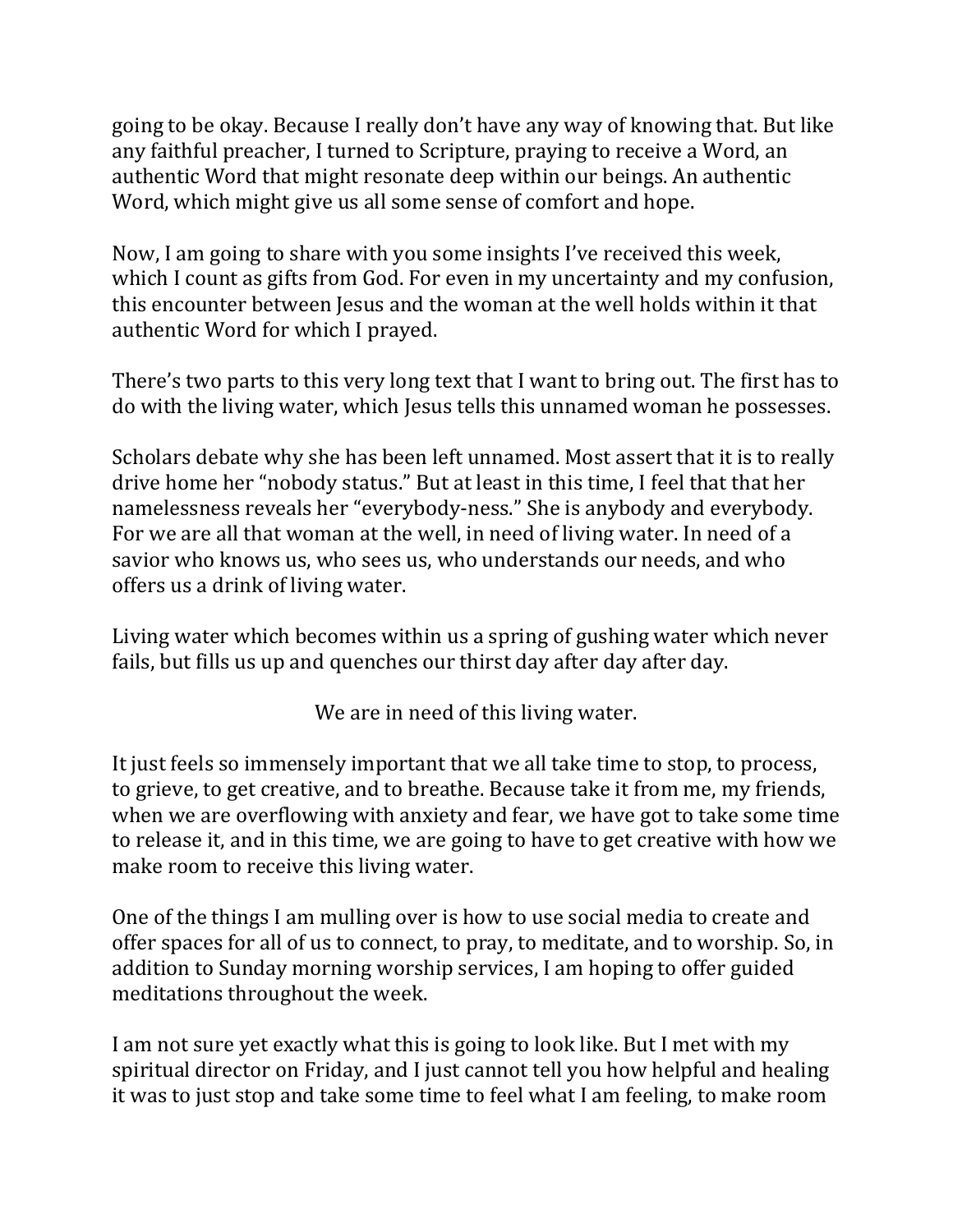going to be okay. Because I really don't have any way of knowing that. But like any faithful preacher, I turned to Scripture, praying to receive a Word, an authentic Word that might resonate deep within our beings. An authentic Word, which might give us all some sense of comfort and hope.

Now, I am going to share with you some insights I've received this week, which I count as gifts from God. For even in my uncertainty and my confusion, this encounter between Jesus and the woman at the well holds within it that authentic Word for which I prayed.

There's two parts to this very long text that I want to bring out. The first has to do with the living water, which Jesus tells this unnamed woman he possesses.

Scholars debate why she has been left unnamed. Most assert that it is to really drive home her "nobody status." But at least in this time, I feel that that her namelessness reveals her "everybody-ness." She is anybody and everybody. For we are all that woman at the well, in need of living water. In need of a savior who knows us, who sees us, who understands our needs, and who offers us a drink of living water.

Living water which becomes within us a spring of gushing water which never fails, but fills us up and quenches our thirst day after day after day.

We are in need of this living water.

It just feels so immensely important that we all take time to stop, to process, to grieve, to get creative, and to breathe. Because take it from me, my friends, when we are overflowing with anxiety and fear, we have got to take some time to release it, and in this time, we are going to have to get creative with how we make room to receive this living water.

One of the things I am mulling over is how to use social media to create and offer spaces for all of us to connect, to pray, to meditate, and to worship. So, in addition to Sunday morning worship services, I am hoping to offer guided meditations throughout the week.

I am not sure yet exactly what this is going to look like. But I met with my spiritual director on Friday, and I just cannot tell you how helpful and healing it was to just stop and take some time to feel what I am feeling, to make room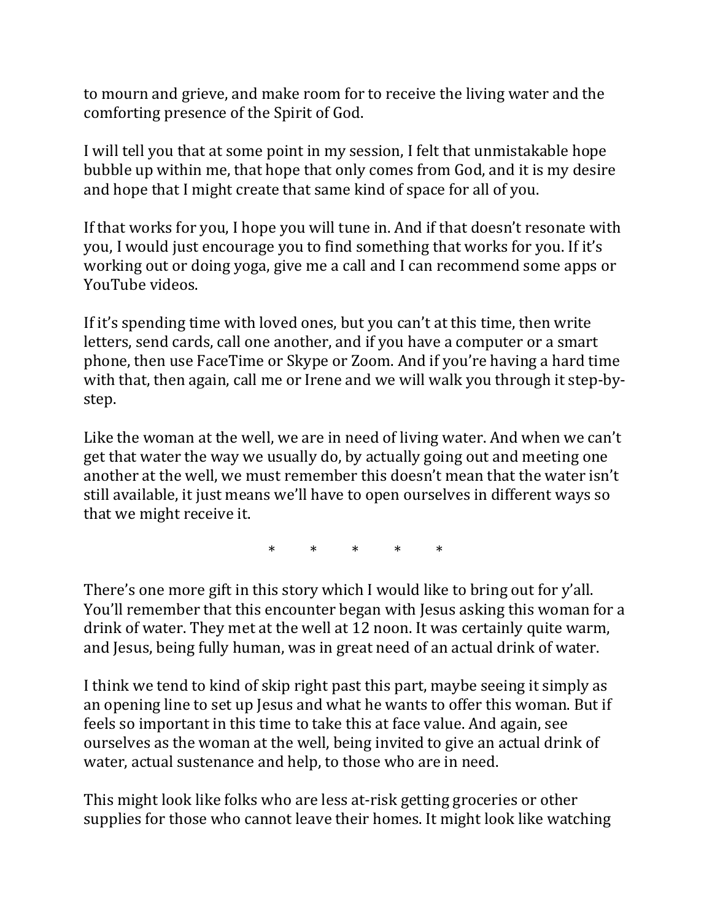to mourn and grieve, and make room for to receive the living water and the comforting presence of the Spirit of God.

I will tell you that at some point in my session, I felt that unmistakable hope bubble up within me, that hope that only comes from God, and it is my desire and hope that I might create that same kind of space for all of you.

If that works for you, I hope you will tune in. And if that doesn't resonate with you, I would just encourage you to find something that works for you. If it's working out or doing yoga, give me a call and I can recommend some apps or YouTube videos.

If it's spending time with loved ones, but you can't at this time, then write letters, send cards, call one another, and if you have a computer or a smart phone, then use FaceTime or Skype or Zoom. And if you're having a hard time with that, then again, call me or Irene and we will walk you through it step-by-step.

Like the woman at the well, we are in need of living water. And when we can't get that water the way we usually do, by actually going out and meeting one another at the well, we must remember this doesn't mean that the water isn't still available, it just means we'll have to open ourselves in different ways so that we might receive it.

\*     \*     \*     \*     \*

There's one more gift in this story which I would like to bring out for y'all. You'll remember that this encounter began with Jesus asking this woman for a drink of water. They met at the well at 12 noon. It was certainly quite warm, and Jesus, being fully human, was in great need of an actual drink of water.

I think we tend to kind of skip right past this part, maybe seeing it simply as an opening line to set up Jesus and what he wants to offer this woman. But if feels so important in this time to take this at face value. And again, see ourselves as the woman at the well, being invited to give an actual drink of water, actual sustenance and help, to those who are in need.

This might look like folks who are less at-risk getting groceries or other supplies for those who cannot leave their homes. It might look like watching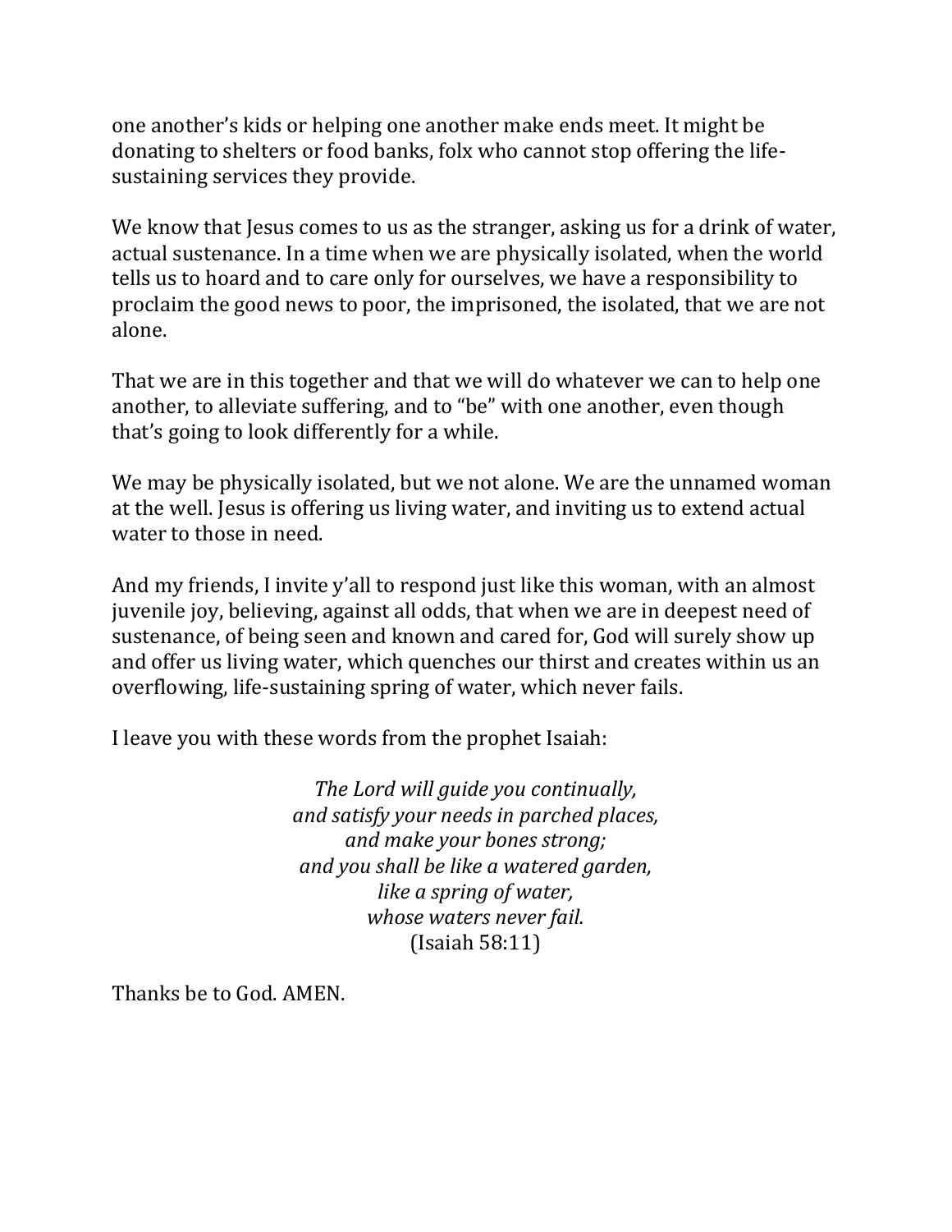one another's kids or helping one another make ends meet. It might be donating to shelters or food banks, folx who cannot stop offering the life-sustaining services they provide.

We know that Jesus comes to us as the stranger, asking us for a drink of water, actual sustenance. In a time when we are physically isolated, when the world tells us to hoard and to care only for ourselves, we have a responsibility to proclaim the good news to poor, the imprisoned, the isolated, that we are not alone.

That we are in this together and that we will do whatever we can to help one another, to alleviate suffering, and to "be" with one another, even though that's going to look differently for a while.

We may be physically isolated, but we not alone. We are the unnamed woman at the well. Jesus is offering us living water, and inviting us to extend actual water to those in need.

And my friends, I invite y'all to respond just like this woman, with an almost juvenile joy, believing, against all odds, that when we are in deepest need of sustenance, of being seen and known and cared for, God will surely show up and offer us living water, which quenches our thirst and creates within us an overflowing, life-sustaining spring of water, which never fails.

I leave you with these words from the prophet Isaiah:

> *The Lord will guide you continually,*
> *and satisfy your needs in parched places,*
> *and make your bones strong;*
> *and you shall be like a watered garden,*
> *like a spring of water,*
> *whose waters never fail.*
> (Isaiah 58:11)

Thanks be to God. AMEN.